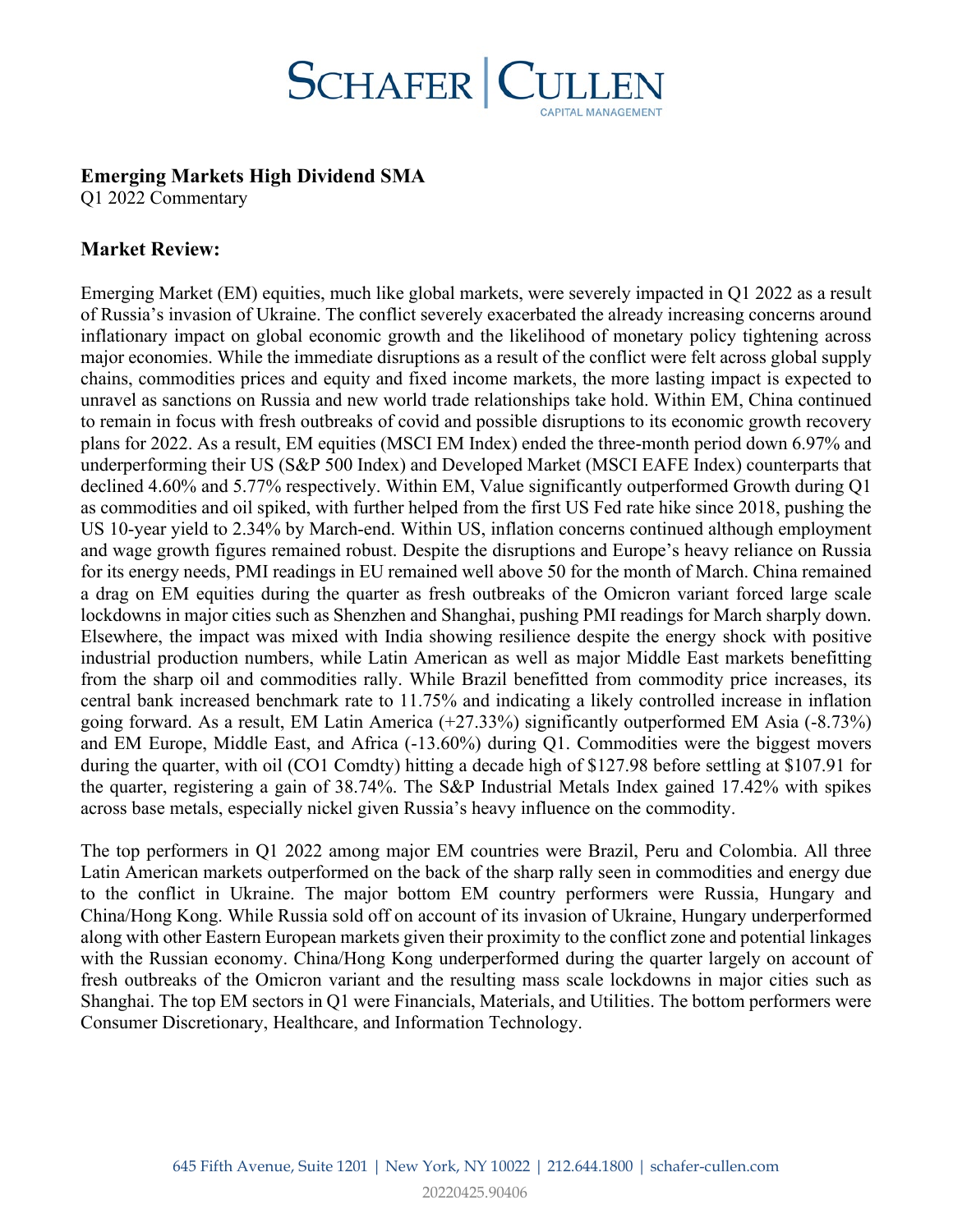# Schafer | Cullen Capital Management

## Emerging Markets High Dividend SMA

Q1 2022 Commentary

### Market Review:

Emerging Market (EM) equities, much like global markets, were severely impacted in Q1 2022 as a result of Russia's invasion of Ukraine. The conflict severely exacerbated the already increasing concerns around inflationary impact on global economic growth and the likelihood of monetary policy tightening across major economies. While the immediate disruptions as a result of the conflict were felt across global supply chains, commodities prices and equity and fixed income markets, the more lasting impact is expected to unravel as sanctions on Russia and new world trade relationships take hold. Within EM, China continued to remain in focus with fresh outbreaks of covid and possible disruptions to its economic growth recovery plans for 2022. As a result, EM equities (MSCI EM Index) ended the three-month period down 6.97% and underperforming their US (S&P 500 Index) and Developed Market (MSCI EAFE Index) counterparts that declined 4.60% and 5.77% respectively. Within EM, Value significantly outperformed Growth during Q1 as commodities and oil spiked, with further helped from the first US Fed rate hike since 2018, pushing the US 10-year yield to 2.34% by March-end. Within US, inflation concerns continued although employment and wage growth figures remained robust. Despite the disruptions and Europe's heavy reliance on Russia for its energy needs, PMI readings in EU remained well above 50 for the month of March. China remained a drag on EM equities during the quarter as fresh outbreaks of the Omicron variant forced large scale lockdowns in major cities such as Shenzhen and Shanghai, pushing PMI readings for March sharply down. Elsewhere, the impact was mixed with India showing resilience despite the energy shock with positive industrial production numbers, while Latin American as well as major Middle East markets benefitting from the sharp oil and commodities rally. While Brazil benefitted from commodity price increases, its central bank increased benchmark rate to 11.75% and indicating a likely controlled increase in inflation going forward. As a result, EM Latin America (+27.33%) significantly outperformed EM Asia (-8.73%) and EM Europe, Middle East, and Africa (-13.60%) during Q1. Commodities were the biggest movers during the quarter, with oil (CO1 Comdty) hitting a decade high of $127.98 before settling at $107.91 for the quarter, registering a gain of 38.74%. The S&P Industrial Metals Index gained 17.42% with spikes across base metals, especially nickel given Russia's heavy influence on the commodity.

The top performers in Q1 2022 among major EM countries were Brazil, Peru and Colombia. All three Latin American markets outperformed on the back of the sharp rally seen in commodities and energy due to the conflict in Ukraine. The major bottom EM country performers were Russia, Hungary and China/Hong Kong. While Russia sold off on account of its invasion of Ukraine, Hungary underperformed along with other Eastern European markets given their proximity to the conflict zone and potential linkages with the Russian economy. China/Hong Kong underperformed during the quarter largely on account of fresh outbreaks of the Omicron variant and the resulting mass scale lockdowns in major cities such as Shanghai. The top EM sectors in Q1 were Financials, Materials, and Utilities. The bottom performers were Consumer Discretionary, Healthcare, and Information Technology.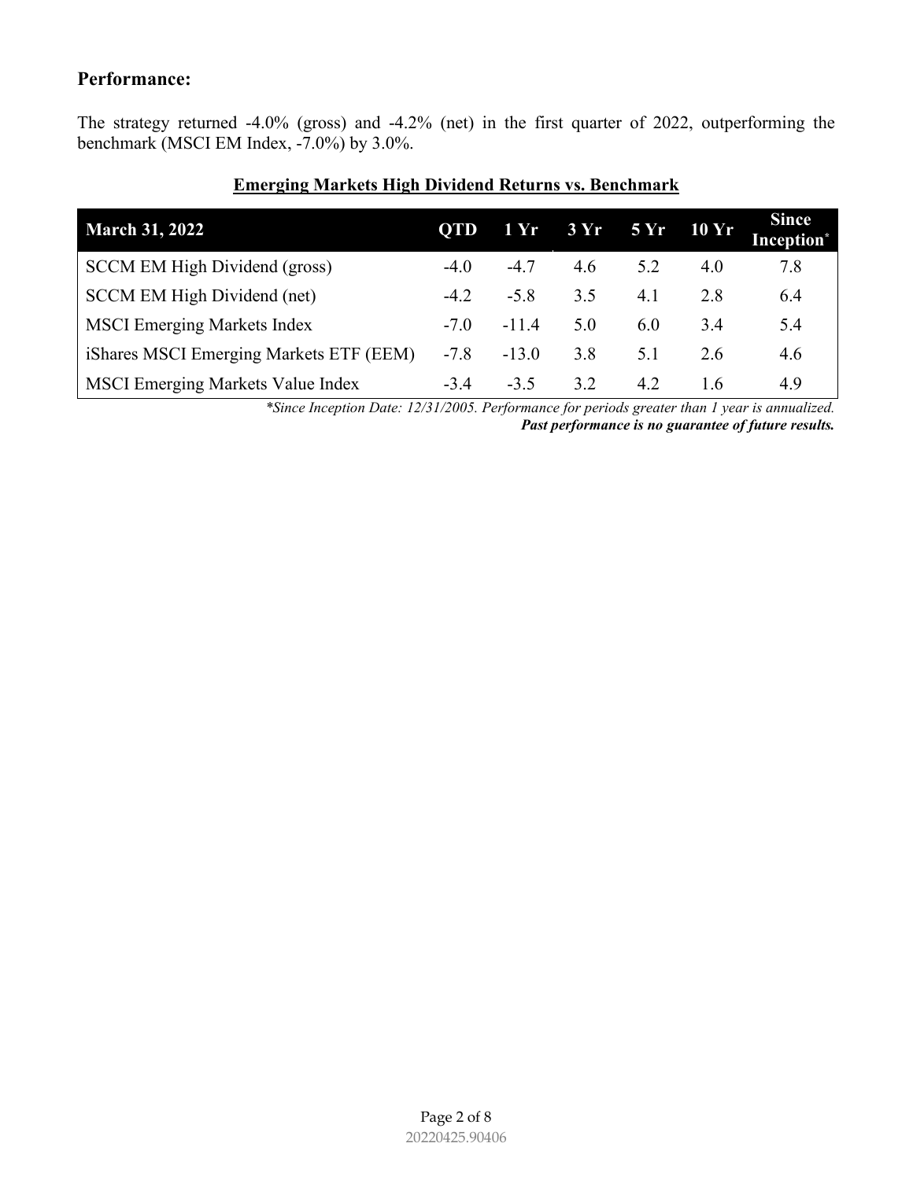## Performance:

The strategy returned -4.0% (gross) and -4.2% (net) in the first quarter of 2022, outperforming the benchmark (MSCI EM Index, -7.0%) by 3.0%.

**Emerging Markets High Dividend Returns vs. Benchmark**

| March 31, 2022 | QTD | 1 Yr | 3 Yr | 5 Yr | 10 Yr | Since Inception* |
|---|---|---|---|---|---|---|
| SCCM EM High Dividend (gross) | -4.0 | -4.7 | 4.6 | 5.2 | 4.0 | 7.8 |
| SCCM EM High Dividend (net) | -4.2 | -5.8 | 3.5 | 4.1 | 2.8 | 6.4 |
| MSCI Emerging Markets Index | -7.0 | -11.4 | 5.0 | 6.0 | 3.4 | 5.4 |
| iShares MSCI Emerging Markets ETF (EEM) | -7.8 | -13.0 | 3.8 | 5.1 | 2.6 | 4.6 |
| MSCI Emerging Markets Value Index | -3.4 | -3.5 | 3.2 | 4.2 | 1.6 | 4.9 |

*\*Since Inception Date: 12/31/2005. Performance for periods greater than 1 year is annualized.*

***Past performance is no guarantee of future results.***

20220425.90406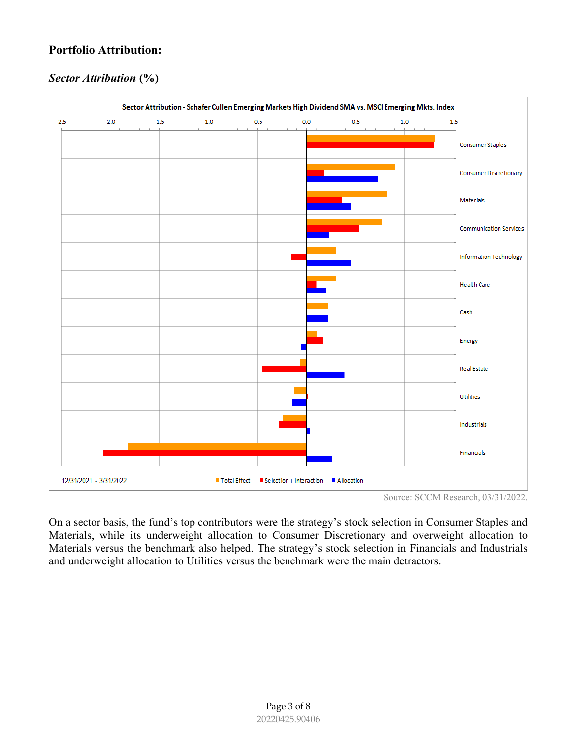## Portfolio Attribution:

### *Sector Attribution* (%)

Sector Attribution - Schafer Cullen Emerging Markets High Dividend SMA vs. MSCI Emerging Mkts. Index

12/31/2021 - 3/31/2022

Total Effect | Selection + Interaction | Allocation

Consumer Staples, Consumer Discretionary, Materials, Communication Services, Information Technology, Health Care, Cash, Energy, Real Estate, Utilities, Industrials, Financials

Source: SCCM Research, 03/31/2022.

On a sector basis, the fund's top contributors were the strategy's stock selection in Consumer Staples and Materials, while its underweight allocation to Consumer Discretionary and overweight allocation to Materials versus the benchmark also helped. The strategy's stock selection in Financials and Industrials and underweight allocation to Utilities versus the benchmark were the main detractors.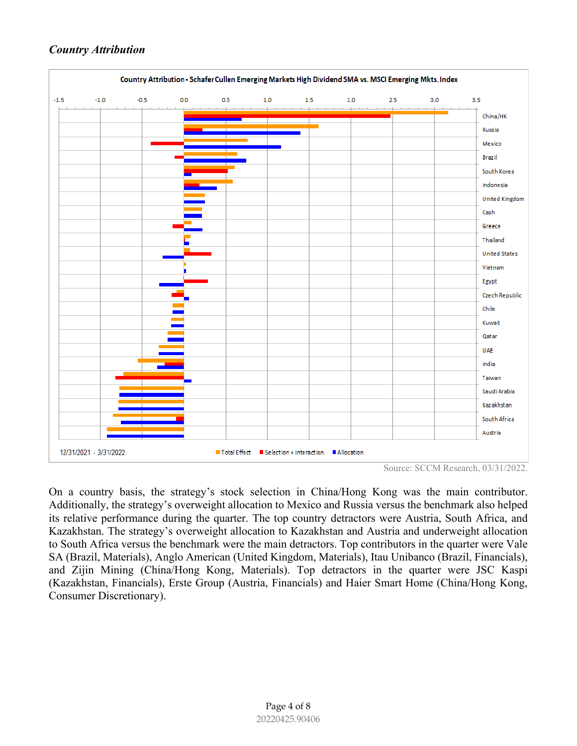### *Country Attribution*

Country Attribution - Schafer Cullen Emerging Markets High Dividend SMA vs. MSCI Emerging Mkts. Index

12/31/2021 - 3/31/2022

Total Effect | Selection + Interaction | Allocation

Countries: China/HK, Russia, Mexico, Brazil, South Korea, Indonesia, United Kingdom, Cash, Greece, Thailand, United States, Vietnam, Egypt, Czech Republic, Chile, Kuwait, Qatar, UAE, India, Taiwan, Saudi Arabia, Kazakhstan, South Africa, Austria

Source: SCCM Research, 03/31/2022.

On a country basis, the strategy's stock selection in China/Hong Kong was the main contributor. Additionally, the strategy's overweight allocation to Mexico and Russia versus the benchmark also helped its relative performance during the quarter. The top country detractors were Austria, South Africa, and Kazakhstan. The strategy's overweight allocation to Kazakhstan and Austria and underweight allocation to South Africa versus the benchmark were the main detractors. Top contributors in the quarter were Vale SA (Brazil, Materials), Anglo American (United Kingdom, Materials), Itau Unibanco (Brazil, Financials), and Zijin Mining (China/Hong Kong, Materials). Top detractors in the quarter were JSC Kaspi (Kazakhstan, Financials), Erste Group (Austria, Financials) and Haier Smart Home (China/Hong Kong, Consumer Discretionary).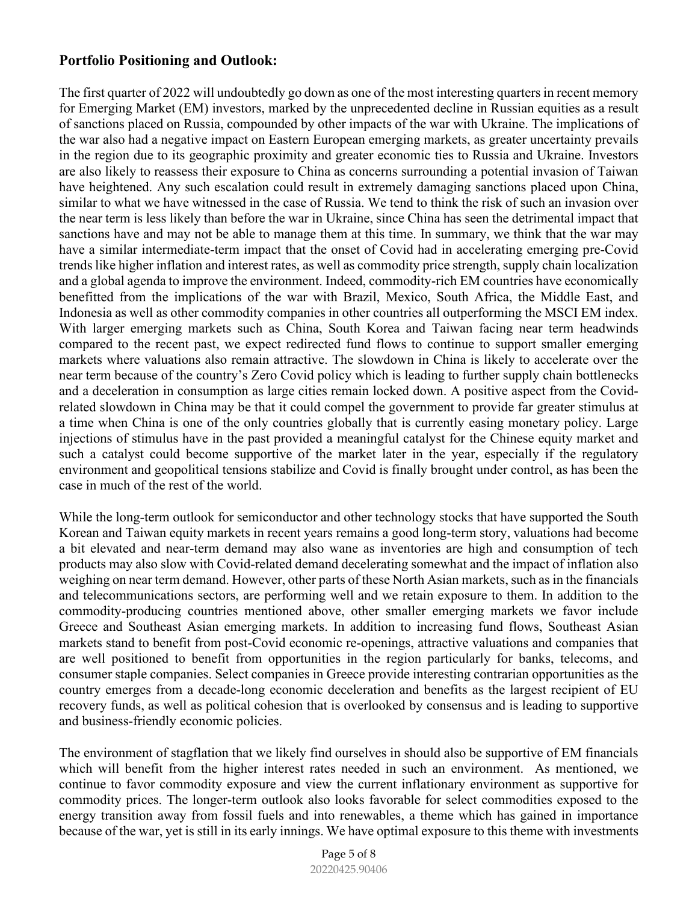## Portfolio Positioning and Outlook:

The first quarter of 2022 will undoubtedly go down as one of the most interesting quarters in recent memory for Emerging Market (EM) investors, marked by the unprecedented decline in Russian equities as a result of sanctions placed on Russia, compounded by other impacts of the war with Ukraine. The implications of the war also had a negative impact on Eastern European emerging markets, as greater uncertainty prevails in the region due to its geographic proximity and greater economic ties to Russia and Ukraine. Investors are also likely to reassess their exposure to China as concerns surrounding a potential invasion of Taiwan have heightened. Any such escalation could result in extremely damaging sanctions placed upon China, similar to what we have witnessed in the case of Russia. We tend to think the risk of such an invasion over the near term is less likely than before the war in Ukraine, since China has seen the detrimental impact that sanctions have and may not be able to manage them at this time. In summary, we think that the war may have a similar intermediate-term impact that the onset of Covid had in accelerating emerging pre-Covid trends like higher inflation and interest rates, as well as commodity price strength, supply chain localization and a global agenda to improve the environment. Indeed, commodity-rich EM countries have economically benefitted from the implications of the war with Brazil, Mexico, South Africa, the Middle East, and Indonesia as well as other commodity companies in other countries all outperforming the MSCI EM index. With larger emerging markets such as China, South Korea and Taiwan facing near term headwinds compared to the recent past, we expect redirected fund flows to continue to support smaller emerging markets where valuations also remain attractive. The slowdown in China is likely to accelerate over the near term because of the country's Zero Covid policy which is leading to further supply chain bottlenecks and a deceleration in consumption as large cities remain locked down. A positive aspect from the Covid-related slowdown in China may be that it could compel the government to provide far greater stimulus at a time when China is one of the only countries globally that is currently easing monetary policy. Large injections of stimulus have in the past provided a meaningful catalyst for the Chinese equity market and such a catalyst could become supportive of the market later in the year, especially if the regulatory environment and geopolitical tensions stabilize and Covid is finally brought under control, as has been the case in much of the rest of the world.

While the long-term outlook for semiconductor and other technology stocks that have supported the South Korean and Taiwan equity markets in recent years remains a good long-term story, valuations had become a bit elevated and near-term demand may also wane as inventories are high and consumption of tech products may also slow with Covid-related demand decelerating somewhat and the impact of inflation also weighing on near term demand. However, other parts of these North Asian markets, such as in the financials and telecommunications sectors, are performing well and we retain exposure to them. In addition to the commodity-producing countries mentioned above, other smaller emerging markets we favor include Greece and Southeast Asian emerging markets. In addition to increasing fund flows, Southeast Asian markets stand to benefit from post-Covid economic re-openings, attractive valuations and companies that are well positioned to benefit from opportunities in the region particularly for banks, telecoms, and consumer staple companies. Select companies in Greece provide interesting contrarian opportunities as the country emerges from a decade-long economic deceleration and benefits as the largest recipient of EU recovery funds, as well as political cohesion that is overlooked by consensus and is leading to supportive and business-friendly economic policies.

The environment of stagflation that we likely find ourselves in should also be supportive of EM financials which will benefit from the higher interest rates needed in such an environment. As mentioned, we continue to favor commodity exposure and view the current inflationary environment as supportive for commodity prices. The longer-term outlook also looks favorable for select commodities exposed to the energy transition away from fossil fuels and into renewables, a theme which has gained in importance because of the war, yet is still in its early innings. We have optimal exposure to this theme with investments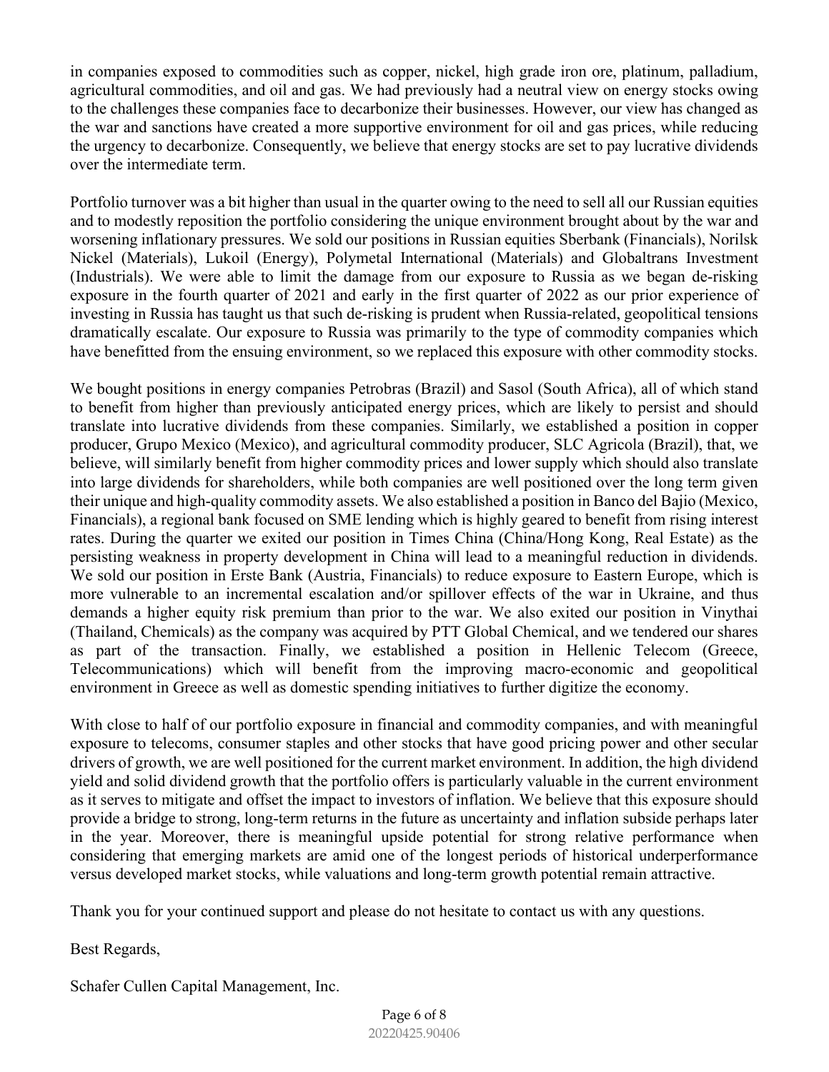in companies exposed to commodities such as copper, nickel, high grade iron ore, platinum, palladium, agricultural commodities, and oil and gas. We had previously had a neutral view on energy stocks owing to the challenges these companies face to decarbonize their businesses. However, our view has changed as the war and sanctions have created a more supportive environment for oil and gas prices, while reducing the urgency to decarbonize. Consequently, we believe that energy stocks are set to pay lucrative dividends over the intermediate term.

Portfolio turnover was a bit higher than usual in the quarter owing to the need to sell all our Russian equities and to modestly reposition the portfolio considering the unique environment brought about by the war and worsening inflationary pressures. We sold our positions in Russian equities Sberbank (Financials), Norilsk Nickel (Materials), Lukoil (Energy), Polymetal International (Materials) and Globaltrans Investment (Industrials). We were able to limit the damage from our exposure to Russia as we began de-risking exposure in the fourth quarter of 2021 and early in the first quarter of 2022 as our prior experience of investing in Russia has taught us that such de-risking is prudent when Russia-related, geopolitical tensions dramatically escalate. Our exposure to Russia was primarily to the type of commodity companies which have benefitted from the ensuing environment, so we replaced this exposure with other commodity stocks.

We bought positions in energy companies Petrobras (Brazil) and Sasol (South Africa), all of which stand to benefit from higher than previously anticipated energy prices, which are likely to persist and should translate into lucrative dividends from these companies. Similarly, we established a position in copper producer, Grupo Mexico (Mexico), and agricultural commodity producer, SLC Agricola (Brazil), that, we believe, will similarly benefit from higher commodity prices and lower supply which should also translate into large dividends for shareholders, while both companies are well positioned over the long term given their unique and high-quality commodity assets. We also established a position in Banco del Bajio (Mexico, Financials), a regional bank focused on SME lending which is highly geared to benefit from rising interest rates. During the quarter we exited our position in Times China (China/Hong Kong, Real Estate) as the persisting weakness in property development in China will lead to a meaningful reduction in dividends. We sold our position in Erste Bank (Austria, Financials) to reduce exposure to Eastern Europe, which is more vulnerable to an incremental escalation and/or spillover effects of the war in Ukraine, and thus demands a higher equity risk premium than prior to the war. We also exited our position in Vinythai (Thailand, Chemicals) as the company was acquired by PTT Global Chemical, and we tendered our shares as part of the transaction. Finally, we established a position in Hellenic Telecom (Greece, Telecommunications) which will benefit from the improving macro-economic and geopolitical environment in Greece as well as domestic spending initiatives to further digitize the economy.

With close to half of our portfolio exposure in financial and commodity companies, and with meaningful exposure to telecoms, consumer staples and other stocks that have good pricing power and other secular drivers of growth, we are well positioned for the current market environment. In addition, the high dividend yield and solid dividend growth that the portfolio offers is particularly valuable in the current environment as it serves to mitigate and offset the impact to investors of inflation. We believe that this exposure should provide a bridge to strong, long-term returns in the future as uncertainty and inflation subside perhaps later in the year. Moreover, there is meaningful upside potential for strong relative performance when considering that emerging markets are amid one of the longest periods of historical underperformance versus developed market stocks, while valuations and long-term growth potential remain attractive.

Thank you for your continued support and please do not hesitate to contact us with any questions.

Best Regards,

Schafer Cullen Capital Management, Inc.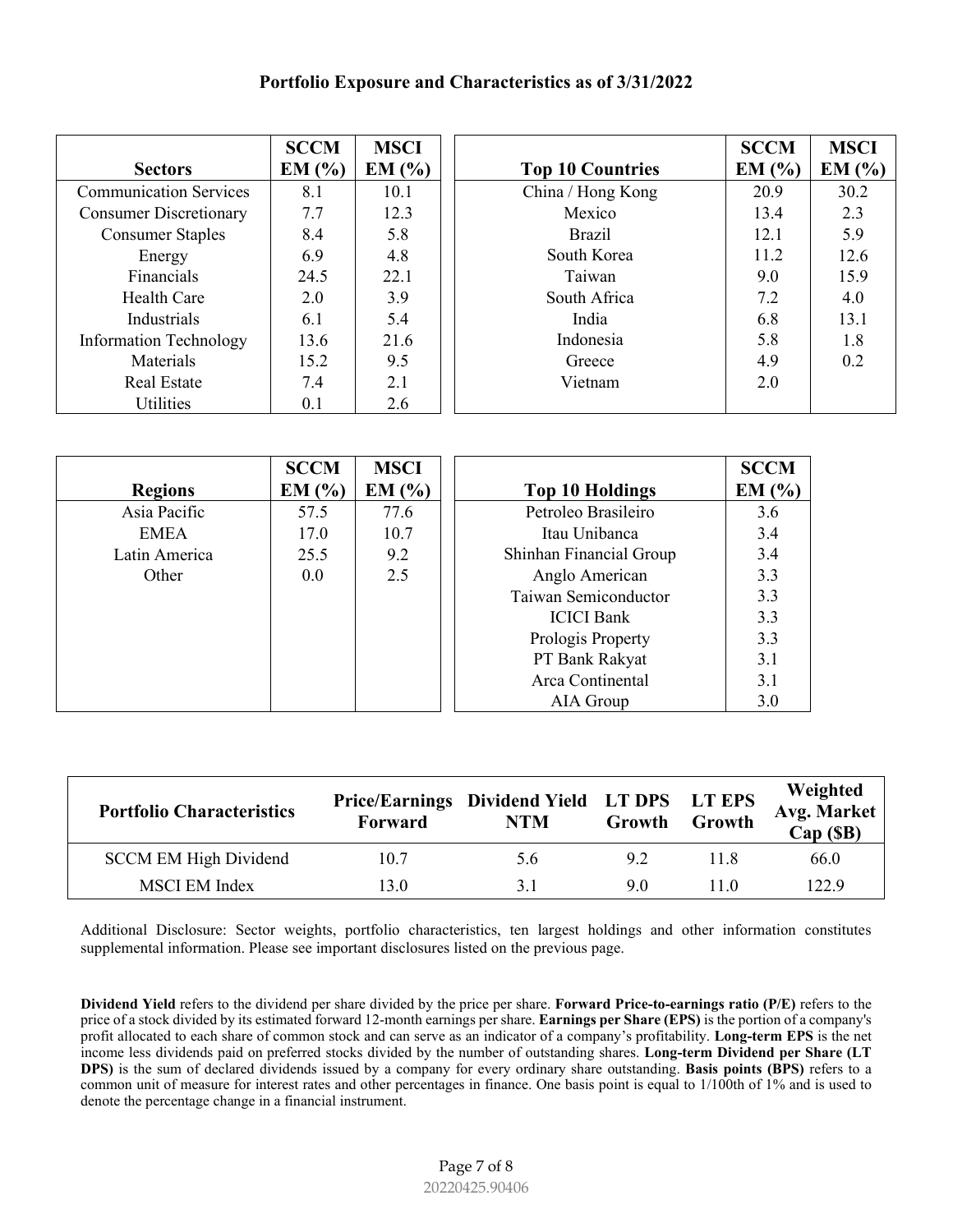# Portfolio Exposure and Characteristics as of 3/31/2022

| Sectors | SCCM EM (%) | MSCI EM (%) |
|---|---|---|
| Communication Services | 8.1 | 10.1 |
| Consumer Discretionary | 7.7 | 12.3 |
| Consumer Staples | 8.4 | 5.8 |
| Energy | 6.9 | 4.8 |
| Financials | 24.5 | 22.1 |
| Health Care | 2.0 | 3.9 |
| Industrials | 6.1 | 5.4 |
| Information Technology | 13.6 | 21.6 |
| Materials | 15.2 | 9.5 |
| Real Estate | 7.4 | 2.1 |
| Utilities | 0.1 | 2.6 |

| Top 10 Countries | SCCM EM (%) | MSCI EM (%) |
|---|---|---|
| China / Hong Kong | 20.9 | 30.2 |
| Mexico | 13.4 | 2.3 |
| Brazil | 12.1 | 5.9 |
| South Korea | 11.2 | 12.6 |
| Taiwan | 9.0 | 15.9 |
| South Africa | 7.2 | 4.0 |
| India | 6.8 | 13.1 |
| Indonesia | 5.8 | 1.8 |
| Greece | 4.9 | 0.2 |
| Vietnam | 2.0 | |

| Regions | SCCM EM (%) | MSCI EM (%) |
|---|---|---|
| Asia Pacific | 57.5 | 77.6 |
| EMEA | 17.0 | 10.7 |
| Latin America | 25.5 | 9.2 |
| Other | 0.0 | 2.5 |

| Top 10 Holdings | SCCM EM (%) |
|---|---|
| Petroleo Brasileiro | 3.6 |
| Itau Unibanca | 3.4 |
| Shinhan Financial Group | 3.4 |
| Anglo American | 3.3 |
| Taiwan Semiconductor | 3.3 |
| ICICI Bank | 3.3 |
| Prologis Property | 3.3 |
| PT Bank Rakyat | 3.1 |
| Arca Continental | 3.1 |
| AIA Group | 3.0 |

| Portfolio Characteristics | Price/Earnings Forward | Dividend Yield NTM | LT DPS Growth | LT EPS Growth | Weighted Avg. Market Cap ($B) |
|---|---|---|---|---|---|
| SCCM EM High Dividend | 10.7 | 5.6 | 9.2 | 11.8 | 66.0 |
| MSCI EM Index | 13.0 | 3.1 | 9.0 | 11.0 | 122.9 |

Additional Disclosure: Sector weights, portfolio characteristics, ten largest holdings and other information constitutes supplemental information. Please see important disclosures listed on the previous page.

**Dividend Yield** refers to the dividend per share divided by the price per share. **Forward Price-to-earnings ratio (P/E)** refers to the price of a stock divided by its estimated forward 12-month earnings per share. **Earnings per Share (EPS)** is the portion of a company's profit allocated to each share of common stock and can serve as an indicator of a company's profitability. **Long-term EPS** is the net income less dividends paid on preferred stocks divided by the number of outstanding shares. **Long-term Dividend per Share (LT DPS)** is the sum of declared dividends issued by a company for every ordinary share outstanding. **Basis points (BPS)** refers to a common unit of measure for interest rates and other percentages in finance. One basis point is equal to 1/100th of 1% and is used to denote the percentage change in a financial instrument.

20220425.90406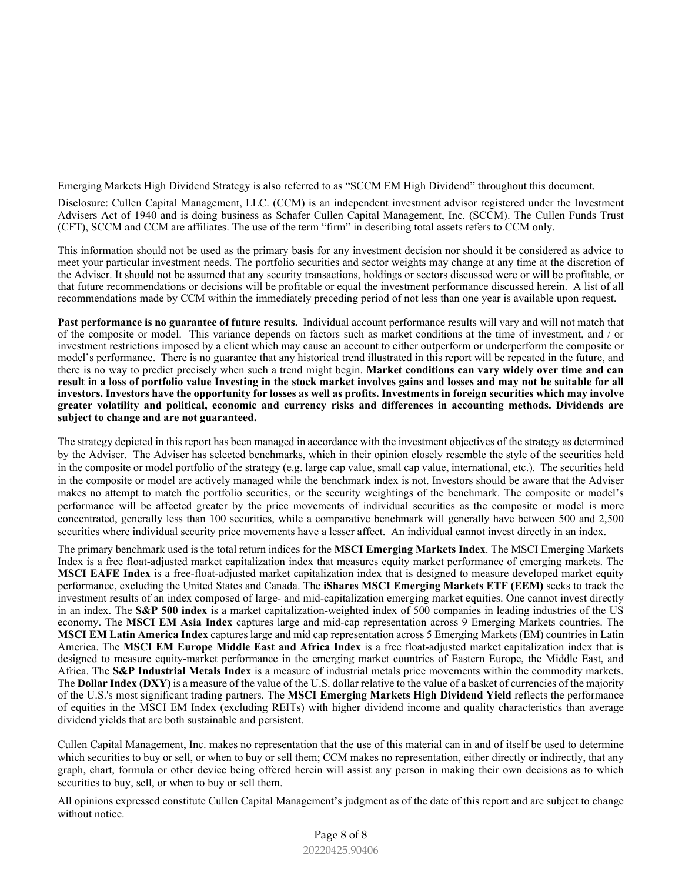Emerging Markets High Dividend Strategy is also referred to as "SCCM EM High Dividend" throughout this document.

Disclosure: Cullen Capital Management, LLC. (CCM) is an independent investment advisor registered under the Investment Advisers Act of 1940 and is doing business as Schafer Cullen Capital Management, Inc. (SCCM). The Cullen Funds Trust (CFT), SCCM and CCM are affiliates. The use of the term "firm" in describing total assets refers to CCM only.

This information should not be used as the primary basis for any investment decision nor should it be considered as advice to meet your particular investment needs. The portfolio securities and sector weights may change at any time at the discretion of the Adviser. It should not be assumed that any security transactions, holdings or sectors discussed were or will be profitable, or that future recommendations or decisions will be profitable or equal the investment performance discussed herein. A list of all recommendations made by CCM within the immediately preceding period of not less than one year is available upon request.

**Past performance is no guarantee of future results.** Individual account performance results will vary and will not match that of the composite or model. This variance depends on factors such as market conditions at the time of investment, and / or investment restrictions imposed by a client which may cause an account to either outperform or underperform the composite or model's performance. There is no guarantee that any historical trend illustrated in this report will be repeated in the future, and there is no way to predict precisely when such a trend might begin. **Market conditions can vary widely over time and can result in a loss of portfolio value Investing in the stock market involves gains and losses and may not be suitable for all investors. Investors have the opportunity for losses as well as profits. Investments in foreign securities which may involve greater volatility and political, economic and currency risks and differences in accounting methods. Dividends are subject to change and are not guaranteed.**

The strategy depicted in this report has been managed in accordance with the investment objectives of the strategy as determined by the Adviser. The Adviser has selected benchmarks, which in their opinion closely resemble the style of the securities held in the composite or model portfolio of the strategy (e.g. large cap value, small cap value, international, etc.). The securities held in the composite or model are actively managed while the benchmark index is not. Investors should be aware that the Adviser makes no attempt to match the portfolio securities, or the security weightings of the benchmark. The composite or model's performance will be affected greater by the price movements of individual securities as the composite or model is more concentrated, generally less than 100 securities, while a comparative benchmark will generally have between 500 and 2,500 securities where individual security price movements have a lesser affect. An individual cannot invest directly in an index.

The primary benchmark used is the total return indices for the **MSCI Emerging Markets Index**. The MSCI Emerging Markets Index is a free float-adjusted market capitalization index that measures equity market performance of emerging markets. The **MSCI EAFE Index** is a free-float-adjusted market capitalization index that is designed to measure developed market equity performance, excluding the United States and Canada. The **iShares MSCI Emerging Markets ETF (EEM)** seeks to track the investment results of an index composed of large- and mid-capitalization emerging market equities. One cannot invest directly in an index. The **S&P 500 index** is a market capitalization-weighted index of 500 companies in leading industries of the US economy. The **MSCI EM Asia Index** captures large and mid-cap representation across 9 Emerging Markets countries. The **MSCI EM Latin America Index** captures large and mid cap representation across 5 Emerging Markets (EM) countries in Latin America. The **MSCI EM Europe Middle East and Africa Index** is a free float-adjusted market capitalization index that is designed to measure equity-market performance in the emerging market countries of Eastern Europe, the Middle East, and Africa. The **S&P Industrial Metals Index** is a measure of industrial metals price movements within the commodity markets. The **Dollar Index (DXY)** is a measure of the value of the U.S. dollar relative to the value of a basket of currencies of the majority of the U.S.'s most significant trading partners. The **MSCI Emerging Markets High Dividend Yield** reflects the performance of equities in the MSCI EM Index (excluding REITs) with higher dividend income and quality characteristics than average dividend yields that are both sustainable and persistent.

Cullen Capital Management, Inc. makes no representation that the use of this material can in and of itself be used to determine which securities to buy or sell, or when to buy or sell them; CCM makes no representation, either directly or indirectly, that any graph, chart, formula or other device being offered herein will assist any person in making their own decisions as to which securities to buy, sell, or when to buy or sell them.

All opinions expressed constitute Cullen Capital Management's judgment as of the date of this report and are subject to change without notice.

20220425.90406